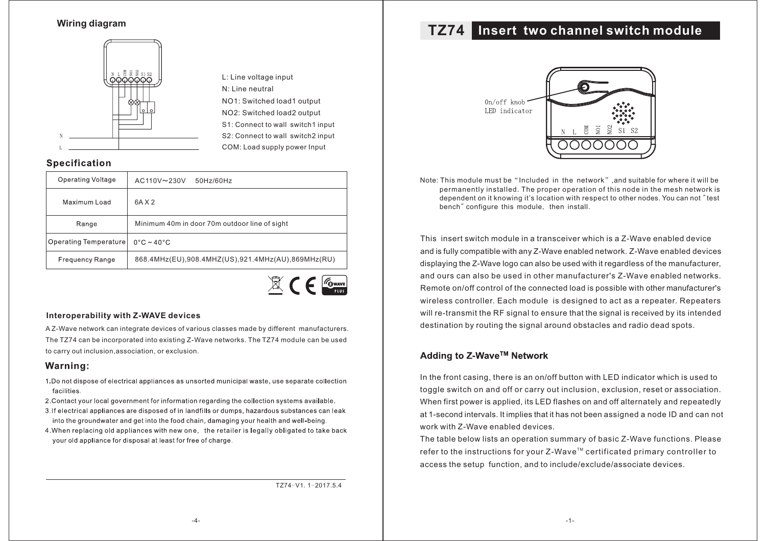## Wiring diagram

L: Line voltage input
N: Line neutral
NO1: Switched load1 output
NO2: Switched load2 output
S1: Connect to wall switch1 input
S2: Connect to wall switch2 input
COM: Load supply power Input

## Specification

| | |
|---|---|
| Operating Voltage | AC110V～230V 50Hz/60Hz |
| Maximum Load | 6A X 2 |
| Range | Minimum 40m in door 70m outdoor line of sight |
| Operating Temperature | 0°C ~ 40°C |
| Frequency Range | 868.4MHz(EU),908.4MHZ(US),921.4MHz(AU),869MHz(RU) |

### Interoperability with Z-WAVE devices

A Z-Wave network can integrate devices of various classes made by different manufacturers. The TZ74 can be incorporated into existing Z-Wave networks. The TZ74 module can be used to carry out inclusion,association, or exclusion.

## Warning:

1. Do not dispose of electrical appliances as unsorted municipal waste, use separate collection facilities.
2. Contact your local government for information regarding the collection systems available.
3. If electrical appliances are disposed of in landfills or dumps, hazardous substances can leak into the groundwater and get into the food chain, damaging your health and well-being.
4. When replacing old appliances with new one, the retailer is legally obligated to take back your old appliance for disposal at least for free of charge.

TZ74-V1. 1-2017.5.4

# TZ74 Insert two channel switch module

On/off knob
LED indicator

N L COM NO1 NO2 S1 S2

Note: This module must be "Included in the network" ,and suitable for where it will be permanently installed. The proper operation of this node in the mesh network is dependent on it knowing it's location with respect to other nodes. You can not "test bench" configure this module, then install.

This insert switch module in a transceiver which is a Z-Wave enabled device and is fully compatible with any Z-Wave enabled network. Z-Wave enabled devices displaying the Z-Wave logo can also be used with it regardless of the manufacturer, and ours can also be used in other manufacturer's Z-Wave enabled networks. Remote on/off control of the connected load is possible with other manufacturer's wireless controller. Each module is designed to act as a repeater. Repeaters will re-transmit the RF signal to ensure that the signal is received by its intended destination by routing the signal around obstacles and radio dead spots.

### Adding to Z-Wave™ Network

In the front casing, there is an on/off button with LED indicator which is used to toggle switch on and off or carry out inclusion, exclusion, reset or association. When first power is applied, its LED flashes on and off alternately and repeatedly at 1-second intervals. It implies that it has not been assigned a node ID and can not work with Z-Wave enabled devices.

The table below lists an operation summary of basic Z-Wave functions. Please refer to the instructions for your Z-Wave™ certificated primary controller to access the setup function, and to include/exclude/associate devices.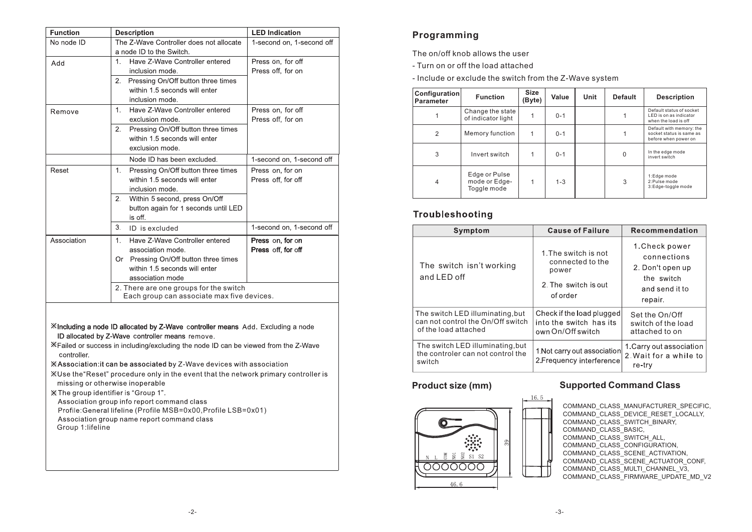| Function | Description | LED Indication |
| --- | --- | --- |
| No node ID | The Z-Wave Controller does not allocate a node ID to the Switch. | 1-second on, 1-second off |
| Add | 1. Have Z-Wave Controller entered inclusion mode. | Press on, for off Press off, for on |
| | 2. Pressing On/Off button three times within 1.5 seconds will enter inclusion mode. | |
| Remove | 1. Have Z-Wave Controller entered exclusion mode. | Press on, for off Press off, for on |
| | 2. Pressing On/Off button three times within 1.5 seconds will enter exclusion mode. | |
| | Node ID has been excluded. | 1-second on, 1-second off |
| Reset | 1. Pressing On/Off button three times within 1.5 seconds will enter inclusion mode. | Press on, for on Press off, for off |
| | 2. Within 5 second, press On/Off button again for 1 seconds until LED is off. | |
| | 3. ID is excluded | 1-second on, 1-second off |
| Association | 1. Have Z-Wave Controller entered association mode. Or Pressing On/Off button three times within 1.5 seconds will enter association mode | Press on, for on Press off, for off |
| | 2. There are one groups for the switch Each group can associate max five devices. | |

※Including a node ID allocated by Z-Wave controller means Add. Excluding a node ID allocated by Z-Wave controller means remove.

※Failed or success in including/excluding the node ID can be viewed from the Z-Wave controller.

※Association:it can be associated by Z-Wave devices with association

※Use the"Reset" procedure only in the event that the network primary controller is missing or otherwise inoperable

※The group identifier is "Group 1".
Association group info report command class
Profile:General lifeline (Profile MSB=0x00,Profile LSB=0x01)
Association group name report command class
Group 1:lifeline

## Programming

The on/off knob allows the user

- Turn on or off the load attached
- Include or exclude the switch from the Z-Wave system

| Configuration Parameter | Function | Size (Byte) | Value | Unit | Default | Description |
| --- | --- | --- | --- | --- | --- | --- |
| 1 | Change the state of indicator light | 1 | 0-1 | | 1 | Default status of socket LED is on as indicator when the load is off |
| 2 | Memory function | 1 | 0-1 | | 1 | Default with memory: the socket status is same as before when power on |
| 3 | Invert switch | 1 | 0-1 | | 0 | In the edge mode invert switch |
| 4 | Edge or Pulse mode or Edge-Toggle mode | 1 | 1-3 | | 3 | 1:Edge mode 2:Pulse mode 3:Edge-toggle mode |

## Troubleshooting

| Symptom | Cause of Failure | Recommendation |
| --- | --- | --- |
| The switch isn't working and LED off | 1.The switch is not connected to the power 2. The switch is out of order | 1.Check power connections 2. Don't open up the switch and send it to repair. |
| The switch LED illuminating,but can not control the On/Off switch of the load attached | Check if the load plugged into the switch has its own On/Off switch | Set the On/Off switch of the load attached to on |
| The switch LED illuminating,but the controler can not control the switch | 1.Not carry out association 2.Frequency interference | 1.Carry out association 2.Wait for a while to re-try |

## Product size (mm)

16.5

39

46.6

N L COM NO1 NO2 S1 S2

## Supported Command Class

COMMAND_CLASS_MANUFACTURER_SPECIFIC,
COMMAND_CLASS_DEVICE_RESET_LOCALLY,
COMMAND_CLASS_SWITCH_BINARY,
COMMAND_CLASS_BASIC,
COMMAND_CLASS_SWITCH_ALL,
COMMAND_CLASS_CONFIGURATION,
COMMAND_CLASS_SCENE_ACTIVATION,
COMMAND_CLASS_SCENE_ACTUATOR_CONF,
COMMAND_CLASS_MULTI_CHANNEL_V3,
COMMAND_CLASS_FIRMWARE_UPDATE_MD_V2